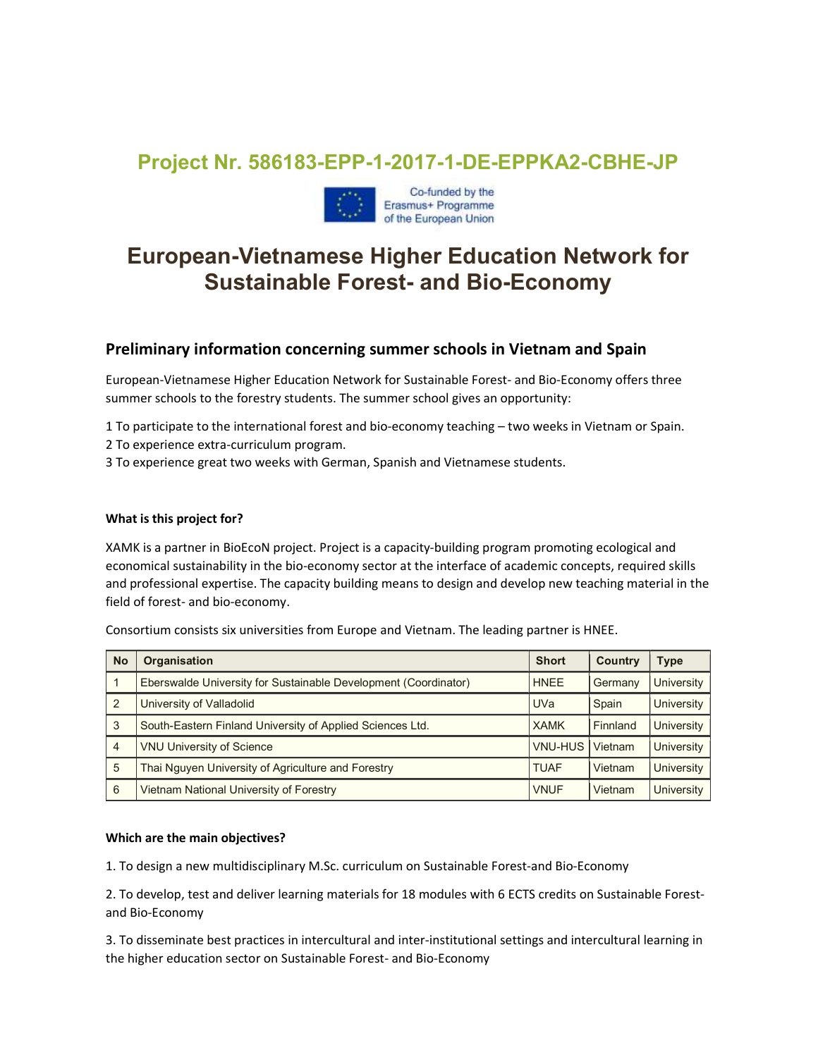# Project Nr. 586183-EPP-1-2017-1-DE-EPPKA2-CBHE-JP

Co-funded by the Erasmus+ Programme of the European Union

# European-Vietnamese Higher Education Network for Sustainable Forest- and Bio-Economy

## Preliminary information concerning summer schools in Vietnam and Spain

European-Vietnamese Higher Education Network for Sustainable Forest- and Bio-Economy offers three summer schools to the forestry students. The summer school gives an opportunity:

1 To participate to the international forest and bio-economy teaching – two weeks in Vietnam or Spain.
2 To experience extra-curriculum program.
3 To experience great two weeks with German, Spanish and Vietnamese students.

**What is this project for?**

XAMK is a partner in BioEcoN project. Project is a capacity-building program promoting ecological and economical sustainability in the bio-economy sector at the interface of academic concepts, required skills and professional expertise. The capacity building means to design and develop new teaching material in the field of forest- and bio-economy.

Consortium consists six universities from Europe and Vietnam. The leading partner is HNEE.

| No | Organisation | Short | Country | Type |
|---|---|---|---|---|
| 1 | Eberswalde University for Sustainable Development (Coordinator) | HNEE | Germany | University |
| 2 | University of Valladolid | UVa | Spain | University |
| 3 | South-Eastern Finland University of Applied Sciences Ltd. | XAMK | Finnland | University |
| 4 | VNU University of Science | VNU-HUS | Vietnam | University |
| 5 | Thai Nguyen University of Agriculture and Forestry | TUAF | Vietnam | University |
| 6 | Vietnam National University of Forestry | VNUF | Vietnam | University |

**Which are the main objectives?**

1. To design a new multidisciplinary M.Sc. curriculum on Sustainable Forest-and Bio-Economy

2. To develop, test and deliver learning materials for 18 modules with 6 ECTS credits on Sustainable Forest- and Bio-Economy

3. To disseminate best practices in intercultural and inter-institutional settings and intercultural learning in the higher education sector on Sustainable Forest- and Bio-Economy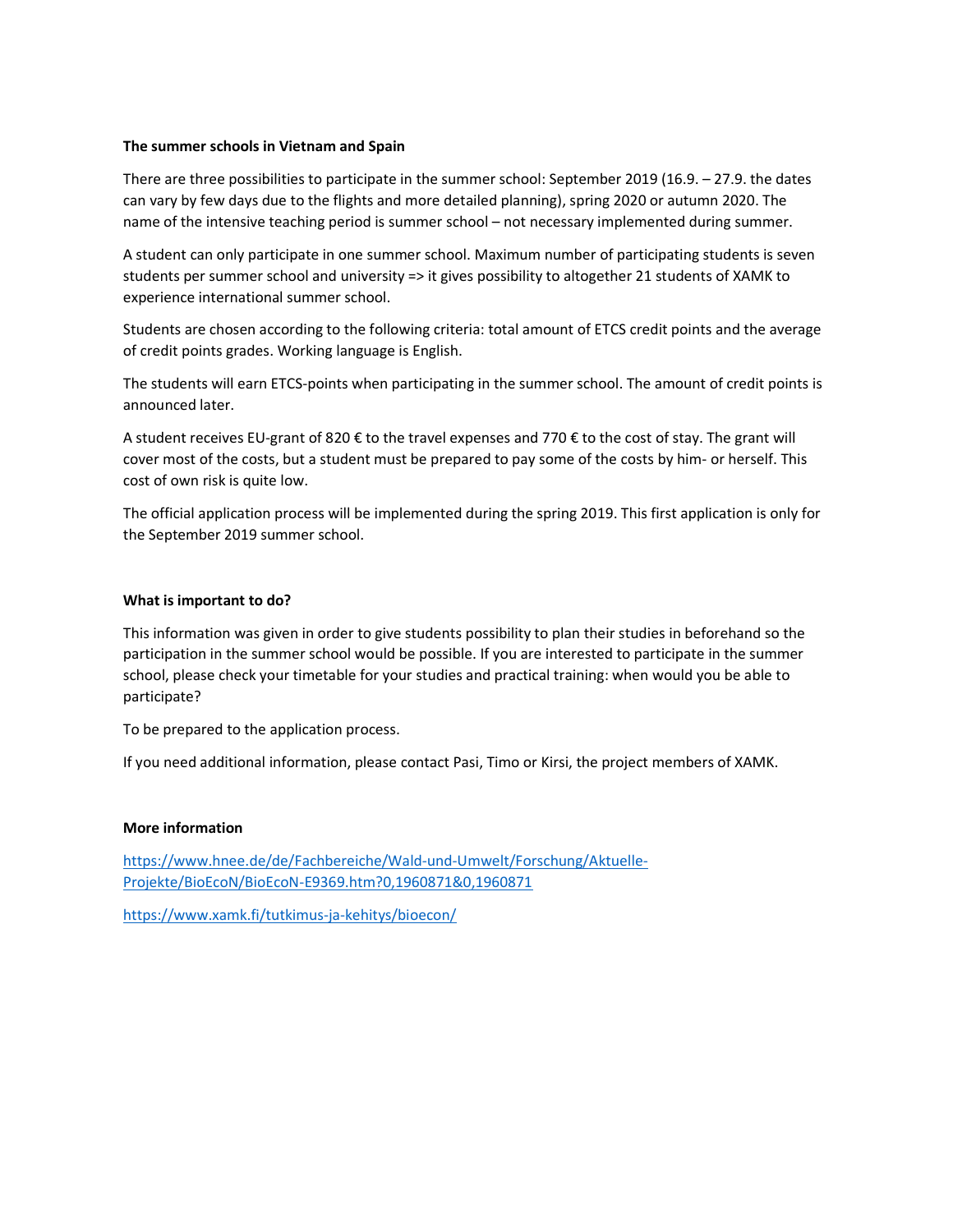**The summer schools in Vietnam and Spain**

There are three possibilities to participate in the summer school: September 2019 (16.9. – 27.9. the dates can vary by few days due to the flights and more detailed planning), spring 2020 or autumn 2020. The name of the intensive teaching period is summer school – not necessary implemented during summer.

A student can only participate in one summer school. Maximum number of participating students is seven students per summer school and university => it gives possibility to altogether 21 students of XAMK to experience international summer school.

Students are chosen according to the following criteria: total amount of ETCS credit points and the average of credit points grades. Working language is English.

The students will earn ETCS-points when participating in the summer school. The amount of credit points is announced later.

A student receives EU-grant of 820 € to the travel expenses and 770 € to the cost of stay. The grant will cover most of the costs, but a student must be prepared to pay some of the costs by him- or herself. This cost of own risk is quite low.

The official application process will be implemented during the spring 2019. This first application is only for the September 2019 summer school.

**What is important to do?**

This information was given in order to give students possibility to plan their studies in beforehand so the participation in the summer school would be possible. If you are interested to participate in the summer school, please check your timetable for your studies and practical training: when would you be able to participate?

To be prepared to the application process.

If you need additional information, please contact Pasi, Timo or Kirsi, the project members of XAMK.

**More information**

https://www.hnee.de/de/Fachbereiche/Wald-und-Umwelt/Forschung/Aktuelle-Projekte/BioEcoN/BioEcoN-E9369.htm?0,1960871&0,1960871

https://www.xamk.fi/tutkimus-ja-kehitys/bioecon/